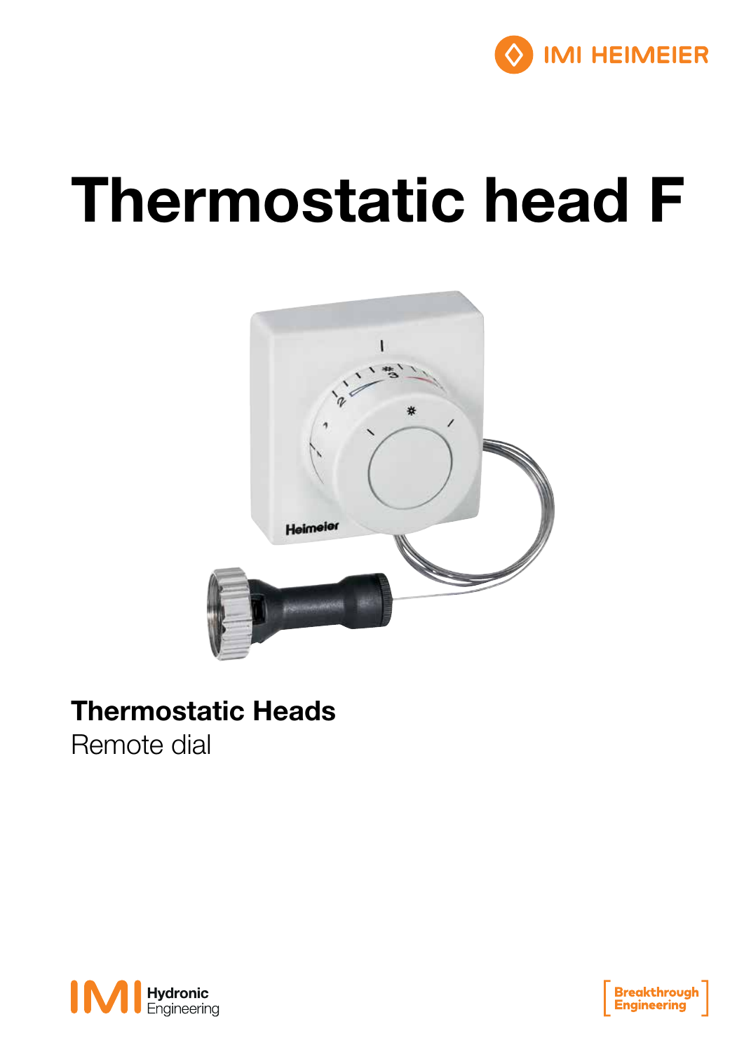# Thermostatic head F

## Thermostatic Heads

Remote dial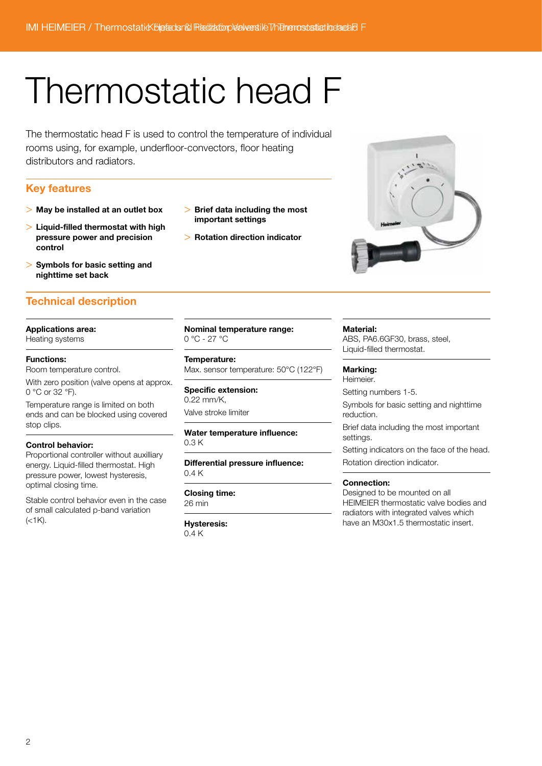# Thermostatic head F

The thermostatic head F is used to control the temperature of individual rooms using, for example, underfloor-convectors, floor heating distributors and radiators.

## Key features

- **May be installed at an outlet box**
- **Liquid-filled thermostat with high pressure power and precision control**
- **Symbols for basic setting and nighttime set back**
- **Brief data including the most important settings**
- **Rotation direction indicator**

## Technical description

**Applications area:**
Heating systems

**Functions:**
Room temperature control.

With zero position (valve opens at approx. 0 °C or 32 °F).

Temperature range is limited on both ends and can be blocked using covered stop clips.

**Control behavior:**
Proportional controller without auxilliary energy. Liquid-filled thermostat. High pressure power, lowest hysteresis, optimal closing time.

Stable control behavior even in the case of small calculated p-band variation (<1K).

**Nominal temperature range:**
0 °C - 27 °C

**Temperature:**
Max. sensor temperature: 50°C (122°F)

**Specific extension:**
0.22 mm/K,
Valve stroke limiter

**Water temperature influence:**
0.3 K

**Differential pressure influence:**
0.4 K

**Closing time:**
26 min

**Hysteresis:**
0.4 K

**Material:**
ABS, PA6.6GF30, brass, steel, Liquid-filled thermostat.

**Marking:**
Heimeier.

Setting numbers 1-5.

Symbols for basic setting and nighttime reduction.

Brief data including the most important settings.

Setting indicators on the face of the head.

Rotation direction indicator.

**Connection:**
Designed to be mounted on all HEIMEIER thermostatic valve bodies and radiators with integrated valves which have an M30x1.5 thermostatic insert.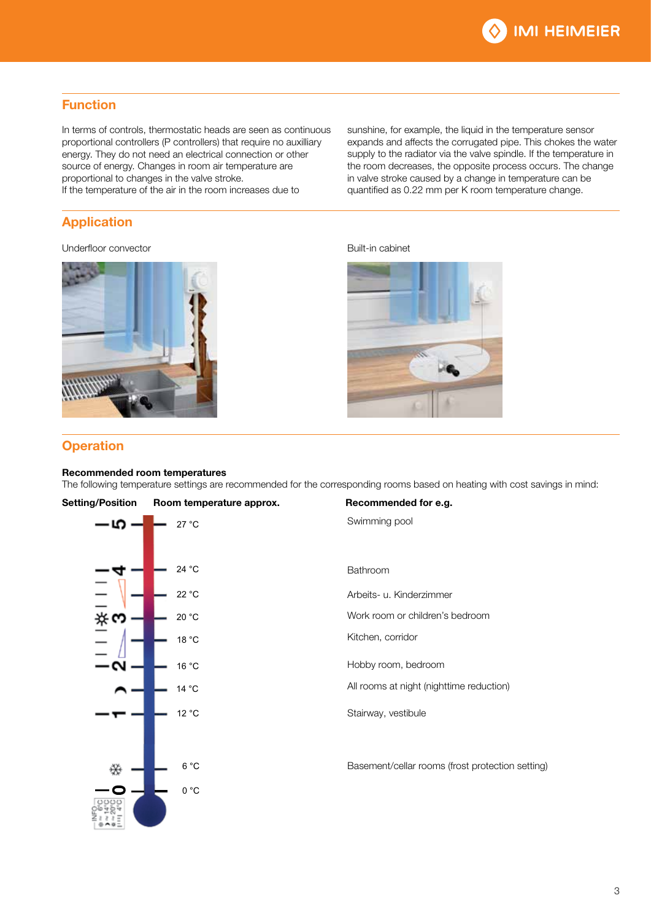## Function

In terms of controls, thermostatic heads are seen as continuous proportional controllers (P controllers) that require no auxilliary energy. They do not need an electrical connection or other source of energy. Changes in room air temperature are proportional to changes in the valve stroke.
If the temperature of the air in the room increases due to sunshine, for example, the liquid in the temperature sensor expands and affects the corrugated pipe. This chokes the water supply to the radiator via the valve spindle. If the temperature in the room decreases, the opposite process occurs. The change in valve stroke caused by a change in temperature can be quantified as 0.22 mm per K room temperature change.

## Application

Underfloor convector

Built-in cabinet

## Operation

**Recommended room temperatures**
The following temperature settings are recommended for the corresponding rooms based on heating with cost savings in mind:

| Setting/Position | Room temperature approx. | Recommended for e.g. |
|---|---|---|
| 5 | 27 °C | Swimming pool |
| 4 | 24 °C | Bathroom |
| | 22 °C | Arbeits- u. Kinderzimmer |
| 3 (☀) | 20 °C | Work room or children's bedroom |
| | 18 °C | Kitchen, corridor |
| 2 | 16 °C | Hobby room, bedroom |
| ☾ | 14 °C | All rooms at night (nighttime reduction) |
| 1 | 12 °C | Stairway, vestibule |
| ❄ | 6 °C | Basement/cellar rooms (frost protection setting) |
| 0 | 0 °C | |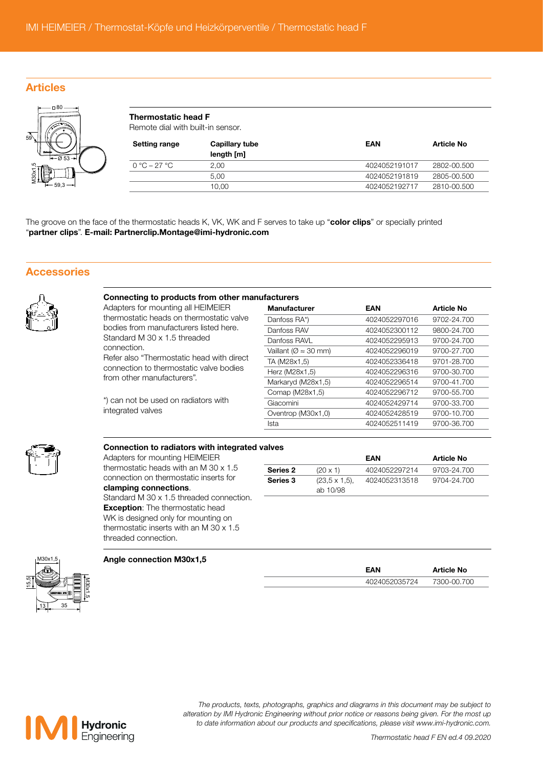## Articles

80

59

Ø 53

M30x1,5

59,3

**Thermostatic head F**
Remote dial with built-in sensor.

| Setting range | Capillary tube length [m] | EAN | Article No |
|---|---|---|---|
| 0 °C – 27 °C | 2,00 | 4024052191017 | 2802-00.500 |
| | 5,00 | 4024052191819 | 2805-00.500 |
| | 10,00 | 4024052192717 | 2810-00.500 |

The groove on the face of the thermostatic heads K, VK, WK and F serves to take up "**color clips**" or specially printed "**partner clips**". **E-mail: Partnerclip.Montage@imi-hydronic.com**

## Accessories

**Connecting to products from other manufacturers**

Adapters for mounting all HEIMEIER thermostatic heads on thermostatic valve bodies from manufacturers listed here. Standard M 30 x 1.5 threaded connection.
Refer also "Thermostatic head with direct connection to thermostatic valve bodies from other manufacturers".

*) can not be used on radiators with integrated valves

| Manufacturer | EAN | Article No |
|---|---|---|
| Danfoss RA*) | 4024052297016 | 9702-24.700 |
| Danfoss RAV | 4024052300112 | 9800-24.700 |
| Danfoss RAVL | 4024052295913 | 9700-24.700 |
| Vaillant (Ø ≈ 30 mm) | 4024052296019 | 9700-27.700 |
| TA (M28x1,5) | 4024052336418 | 9701-28.700 |
| Herz (M28x1,5) | 4024052296316 | 9700-30.700 |
| Markaryd (M28x1,5) | 4024052296514 | 9700-41.700 |
| Comap (M28x1,5) | 4024052296712 | 9700-55.700 |
| Giacomini | 4024052429714 | 9700-33.700 |
| Oventrop (M30x1,0) | 4024052428519 | 9700-10.700 |
| Ista | 4024052511419 | 9700-36.700 |

**Connection to radiators with integrated valves**

Adapters for mounting HEIMEIER thermostatic heads with an M 30 x 1.5 connection on thermostatic inserts for **clamping connections**.
Standard M 30 x 1.5 threaded connection.
**Exception**: The thermostatic head WK is designed only for mounting on thermostatic inserts with an M 30 x 1.5 threaded connection.

| | | EAN | Article No |
|---|---|---|---|
| **Series 2** | (20 x 1) | 4024052297214 | 9703-24.700 |
| **Series 3** | (23,5 x 1,5), ab 10/98 | 4024052313518 | 9704-24.700 |

**Angle connection M30x1,5**

M30x1,5

15,5

M30x1,5

13

35

| EAN | Article No |
|---|---|
| 4024052035724 | 7300-00.700 |

*The products, texts, photographs, graphics and diagrams in this document may be subject to alteration by IMI Hydronic Engineering without prior notice or reasons being given. For the most up to date information about our products and specifications, please visit www.imi-hydronic.com.*

*Thermostatic head F EN ed.4 09.2020*